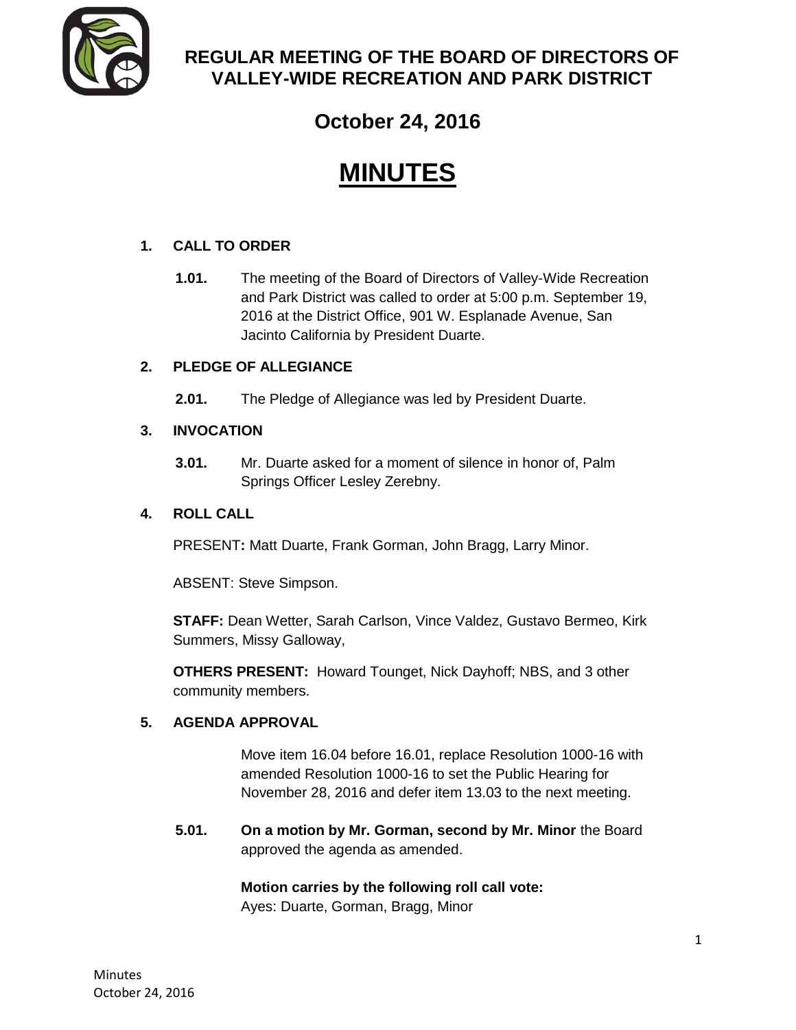# REGULAR MEETING OF THE BOARD OF DIRECTORS OF VALLEY-WIDE RECREATION AND PARK DISTRICT

## October 24, 2016

# MINUTES

### 1. CALL TO ORDER

**1.01.** The meeting of the Board of Directors of Valley-Wide Recreation and Park District was called to order at 5:00 p.m. September 19, 2016 at the District Office, 901 W. Esplanade Avenue, San Jacinto California by President Duarte.

### 2. PLEDGE OF ALLEGIANCE

**2.01.** The Pledge of Allegiance was led by President Duarte.

### 3. INVOCATION

**3.01.** Mr. Duarte asked for a moment of silence in honor of, Palm Springs Officer Lesley Zerebny.

### 4. ROLL CALL

PRESENT**:** Matt Duarte, Frank Gorman, John Bragg, Larry Minor.

ABSENT: Steve Simpson.

**STAFF:** Dean Wetter, Sarah Carlson, Vince Valdez, Gustavo Bermeo, Kirk Summers, Missy Galloway,

**OTHERS PRESENT:** Howard Tounget, Nick Dayhoff; NBS, and 3 other community members.

### 5. AGENDA APPROVAL

Move item 16.04 before 16.01, replace Resolution 1000-16 with amended Resolution 1000-16 to set the Public Hearing for November 28, 2016 and defer item 13.03 to the next meeting.

**5.01.** **On a motion by Mr. Gorman, second by Mr. Minor** the Board approved the agenda as amended.

**Motion carries by the following roll call vote:**
Ayes: Duarte, Gorman, Bragg, Minor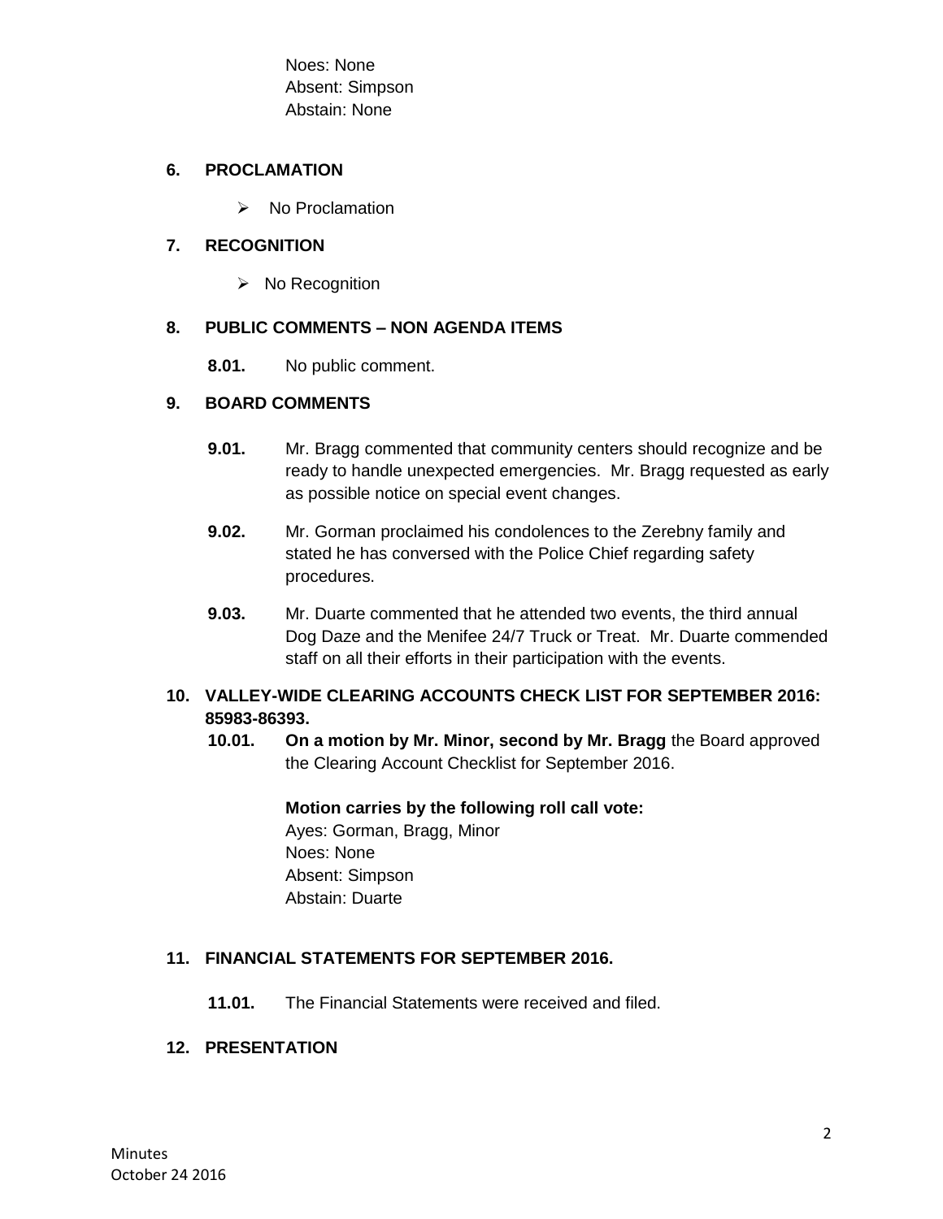Noes: None
Absent: Simpson
Abstain: None

## 6. PROCLAMATION

- No Proclamation

## 7. RECOGNITION

- No Recognition

## 8. PUBLIC COMMENTS – NON AGENDA ITEMS

**8.01.** No public comment.

## 9. BOARD COMMENTS

**9.01.** Mr. Bragg commented that community centers should recognize and be ready to handle unexpected emergencies. Mr. Bragg requested as early as possible notice on special event changes.

**9.02.** Mr. Gorman proclaimed his condolences to the Zerebny family and stated he has conversed with the Police Chief regarding safety procedures.

**9.03.** Mr. Duarte commented that he attended two events, the third annual Dog Daze and the Menifee 24/7 Truck or Treat. Mr. Duarte commended staff on all their efforts in their participation with the events.

## 10. VALLEY-WIDE CLEARING ACCOUNTS CHECK LIST FOR SEPTEMBER 2016: 85983-86393.

**10.01.** **On a motion by Mr. Minor, second by Mr. Bragg** the Board approved the Clearing Account Checklist for September 2016.

**Motion carries by the following roll call vote:**
Ayes: Gorman, Bragg, Minor
Noes: None
Absent: Simpson
Abstain: Duarte

## 11. FINANCIAL STATEMENTS FOR SEPTEMBER 2016.

**11.01.** The Financial Statements were received and filed.

## 12. PRESENTATION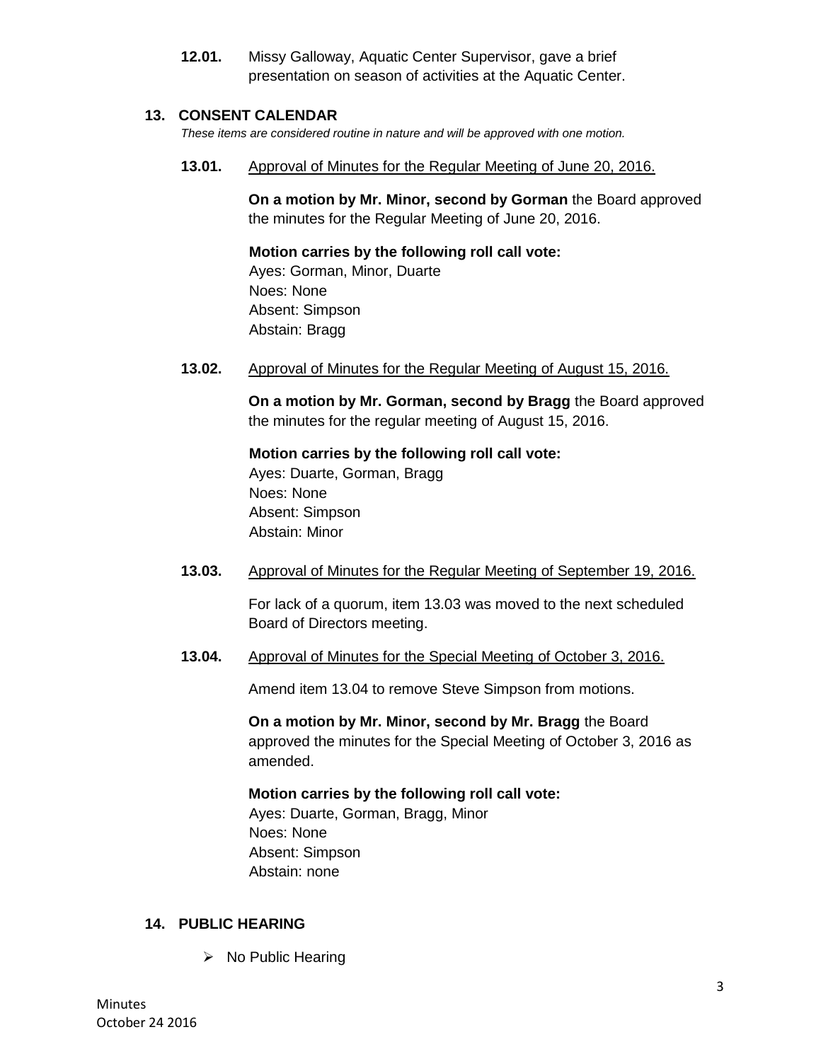**12.01.** Missy Galloway, Aquatic Center Supervisor, gave a brief presentation on season of activities at the Aquatic Center.

## 13. CONSENT CALENDAR

*These items are considered routine in nature and will be approved with one motion.*

**13.01.** Approval of Minutes for the Regular Meeting of June 20, 2016.

**On a motion by Mr. Minor, second by Gorman** the Board approved the minutes for the Regular Meeting of June 20, 2016.

**Motion carries by the following roll call vote:**
Ayes: Gorman, Minor, Duarte
Noes: None
Absent: Simpson
Abstain: Bragg

**13.02.** Approval of Minutes for the Regular Meeting of August 15, 2016.

**On a motion by Mr. Gorman, second by Bragg** the Board approved the minutes for the regular meeting of August 15, 2016.

**Motion carries by the following roll call vote:**
Ayes: Duarte, Gorman, Bragg
Noes: None
Absent: Simpson
Abstain: Minor

**13.03.** Approval of Minutes for the Regular Meeting of September 19, 2016.

For lack of a quorum, item 13.03 was moved to the next scheduled Board of Directors meeting.

**13.04.** Approval of Minutes for the Special Meeting of October 3, 2016.

Amend item 13.04 to remove Steve Simpson from motions.

**On a motion by Mr. Minor, second by Mr. Bragg** the Board approved the minutes for the Special Meeting of October 3, 2016 as amended.

**Motion carries by the following roll call vote:**
Ayes: Duarte, Gorman, Bragg, Minor
Noes: None
Absent: Simpson
Abstain: none

## 14. PUBLIC HEARING

- No Public Hearing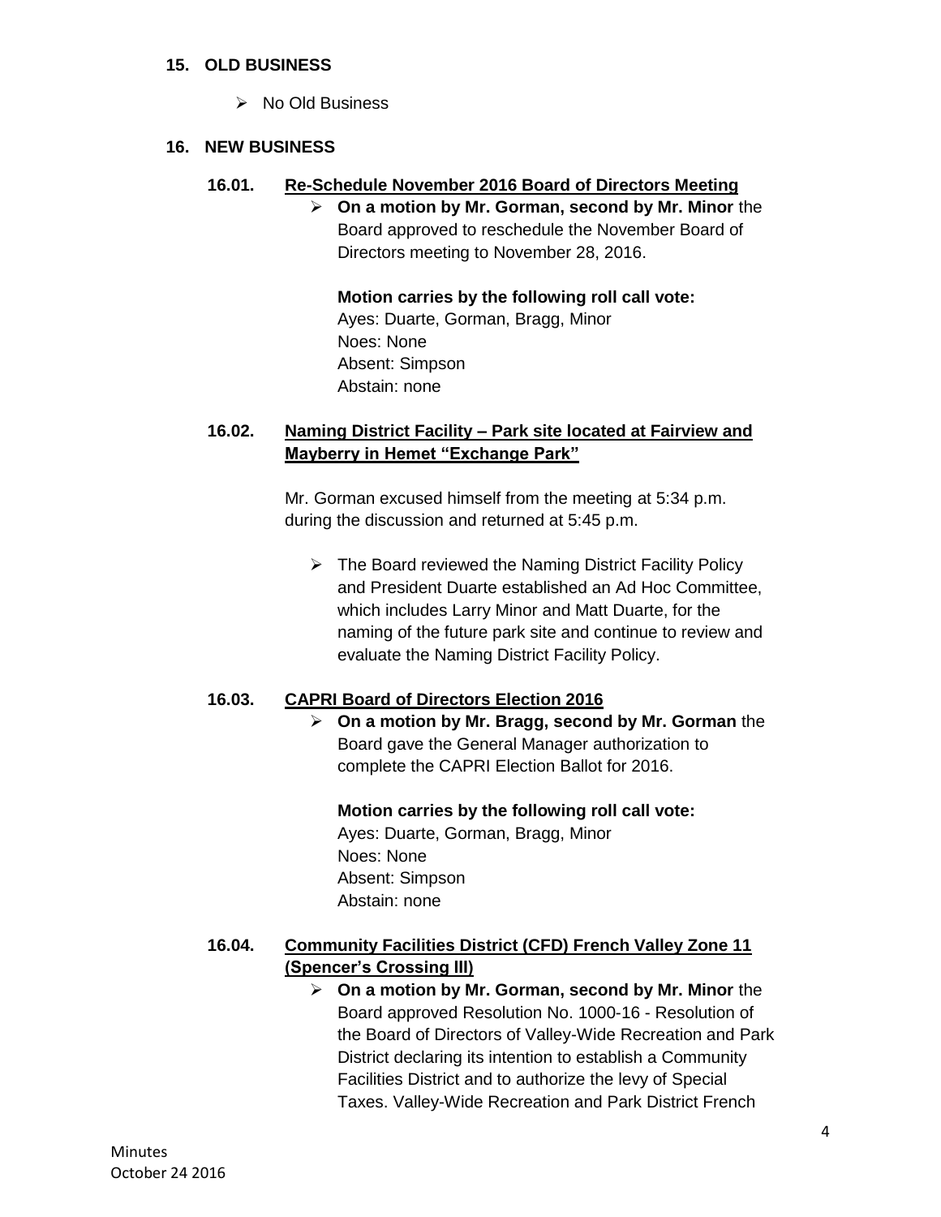## 15. OLD BUSINESS

- No Old Business

## 16. NEW BUSINESS

### 16.01. Re-Schedule November 2016 Board of Directors Meeting

- **On a motion by Mr. Gorman, second by Mr. Minor** the Board approved to reschedule the November Board of Directors meeting to November 28, 2016.

  **Motion carries by the following roll call vote:**
  Ayes: Duarte, Gorman, Bragg, Minor
  Noes: None
  Absent: Simpson
  Abstain: none

### 16.02. Naming District Facility – Park site located at Fairview and Mayberry in Hemet "Exchange Park"

Mr. Gorman excused himself from the meeting at 5:34 p.m. during the discussion and returned at 5:45 p.m.

- The Board reviewed the Naming District Facility Policy and President Duarte established an Ad Hoc Committee, which includes Larry Minor and Matt Duarte, for the naming of the future park site and continue to review and evaluate the Naming District Facility Policy.

### 16.03. CAPRI Board of Directors Election 2016

- **On a motion by Mr. Bragg, second by Mr. Gorman** the Board gave the General Manager authorization to complete the CAPRI Election Ballot for 2016.

  **Motion carries by the following roll call vote:**
  Ayes: Duarte, Gorman, Bragg, Minor
  Noes: None
  Absent: Simpson
  Abstain: none

### 16.04. Community Facilities District (CFD) French Valley Zone 11 (Spencer's Crossing III)

- **On a motion by Mr. Gorman, second by Mr. Minor** the Board approved Resolution No. 1000-16 - Resolution of the Board of Directors of Valley-Wide Recreation and Park District declaring its intention to establish a Community Facilities District and to authorize the levy of Special Taxes. Valley-Wide Recreation and Park District French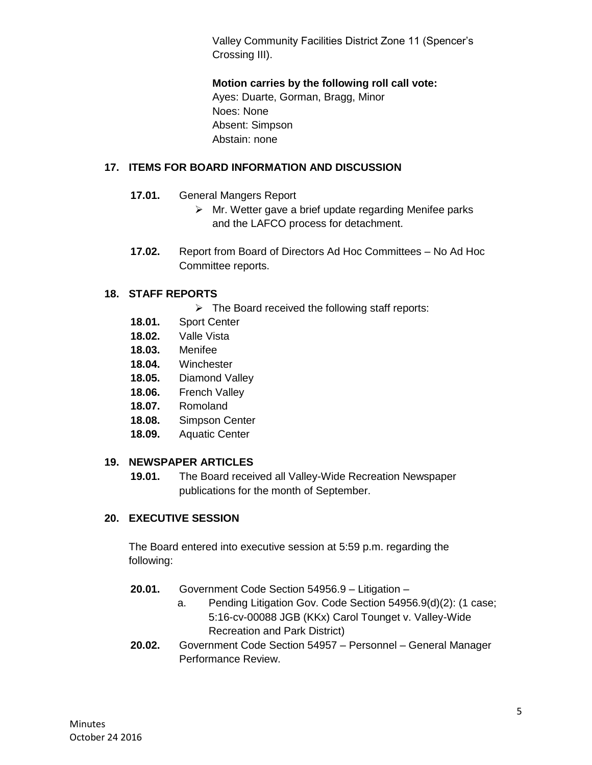Valley Community Facilities District Zone 11 (Spencer's Crossing III).

**Motion carries by the following roll call vote:**
Ayes: Duarte, Gorman, Bragg, Minor
Noes: None
Absent: Simpson
Abstain: none

## 17. ITEMS FOR BOARD INFORMATION AND DISCUSSION

**17.01.** General Mangers Report

- Mr. Wetter gave a brief update regarding Menifee parks and the LAFCO process for detachment.

**17.02.** Report from Board of Directors Ad Hoc Committees – No Ad Hoc Committee reports.

## 18. STAFF REPORTS

- The Board received the following staff reports:

**18.01.** Sport Center
**18.02.** Valle Vista
**18.03.** Menifee
**18.04.** Winchester
**18.05.** Diamond Valley
**18.06.** French Valley
**18.07.** Romoland
**18.08.** Simpson Center
**18.09.** Aquatic Center

## 19. NEWSPAPER ARTICLES

**19.01.** The Board received all Valley-Wide Recreation Newspaper publications for the month of September.

## 20. EXECUTIVE SESSION

The Board entered into executive session at 5:59 p.m. regarding the following:

**20.01.** Government Code Section 54956.9 – Litigation –

a. Pending Litigation Gov. Code Section 54956.9(d)(2): (1 case; 5:16-cv-00088 JGB (KKx) Carol Tounget v. Valley-Wide Recreation and Park District)

**20.02.** Government Code Section 54957 – Personnel – General Manager Performance Review.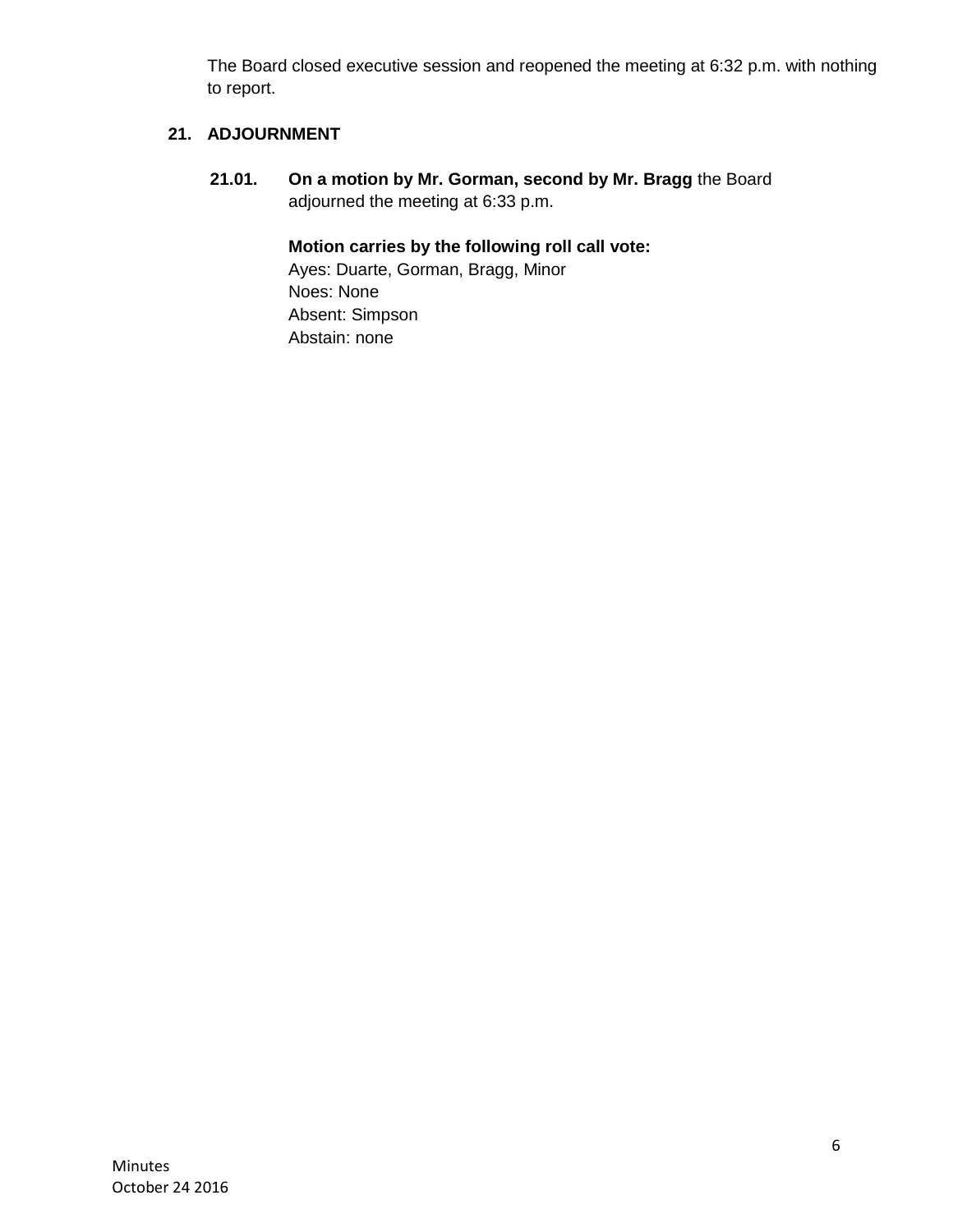The Board closed executive session and reopened the meeting at 6:32 p.m. with nothing to report.

## 21. ADJOURNMENT

**21.01. On a motion by Mr. Gorman, second by Mr. Bragg** the Board adjourned the meeting at 6:33 p.m.

**Motion carries by the following roll call vote:**
Ayes: Duarte, Gorman, Bragg, Minor
Noes: None
Absent: Simpson
Abstain: none